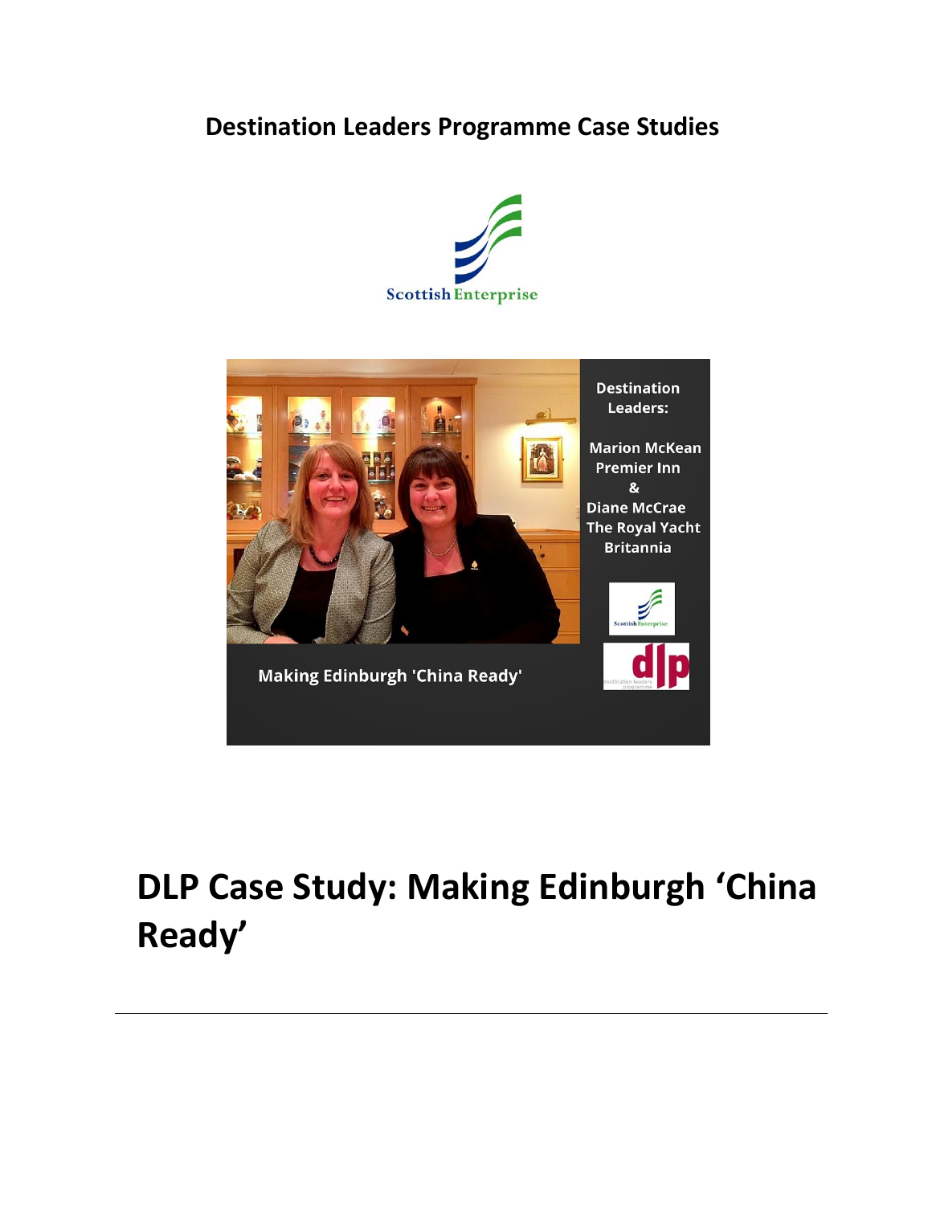# Destination Leaders Programme Case Studies

Scottish Enterprise

Destination Leaders:

Marion McKean
Premier Inn
&
Diane McCrae
The Royal Yacht Britannia

Making Edinburgh 'China Ready'

# DLP Case Study: Making Edinburgh 'China Ready'

---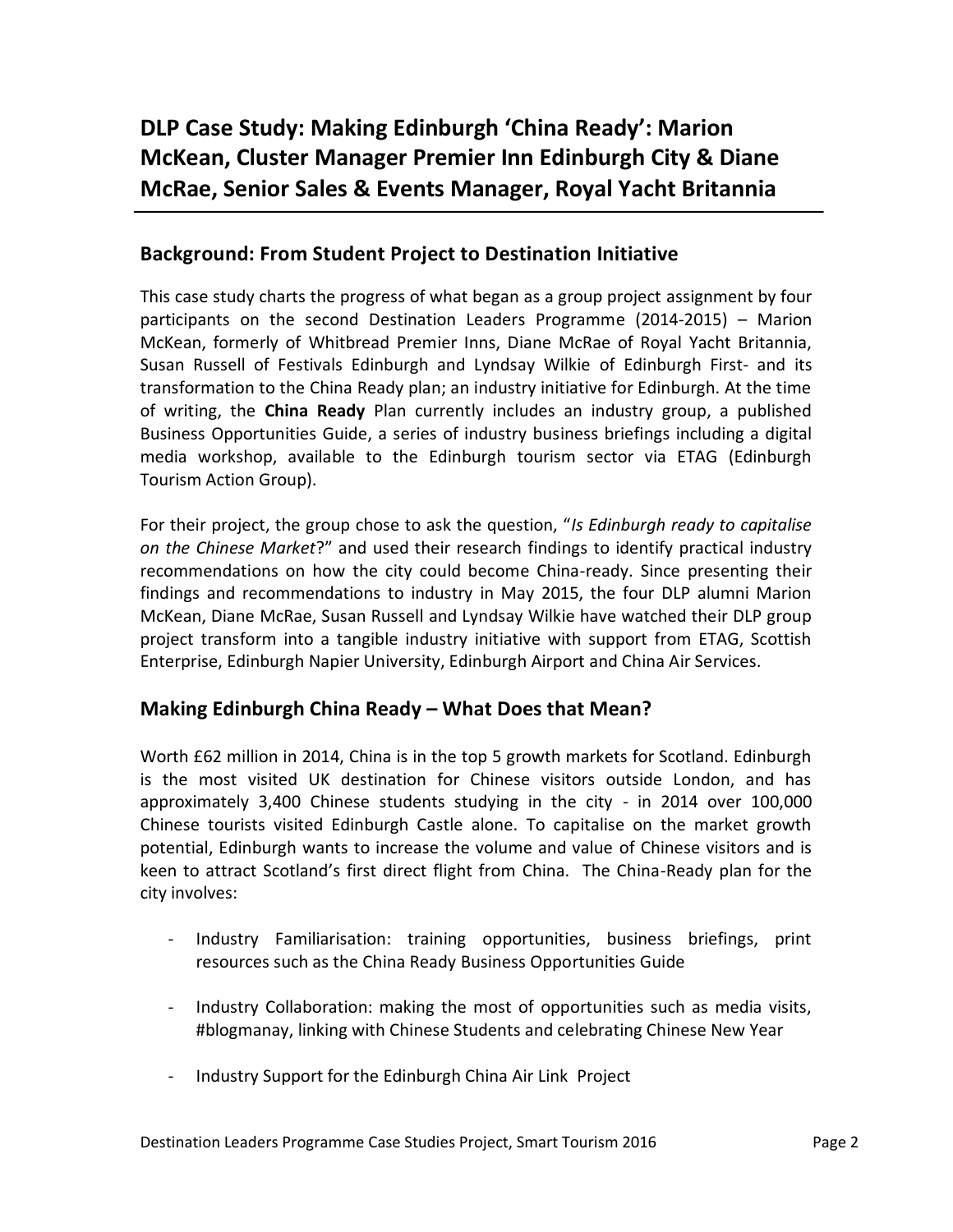# DLP Case Study: Making Edinburgh 'China Ready': Marion McKean, Cluster Manager Premier Inn Edinburgh City & Diane McRae, Senior Sales & Events Manager, Royal Yacht Britannia

## Background: From Student Project to Destination Initiative

This case study charts the progress of what began as a group project assignment by four participants on the second Destination Leaders Programme (2014-2015) – Marion McKean, formerly of Whitbread Premier Inns, Diane McRae of Royal Yacht Britannia, Susan Russell of Festivals Edinburgh and Lyndsay Wilkie of Edinburgh First- and its transformation to the China Ready plan; an industry initiative for Edinburgh. At the time of writing, the **China Ready** Plan currently includes an industry group, a published Business Opportunities Guide, a series of industry business briefings including a digital media workshop, available to the Edinburgh tourism sector via ETAG (Edinburgh Tourism Action Group).

For their project, the group chose to ask the question, "*Is Edinburgh ready to capitalise on the Chinese Market*?" and used their research findings to identify practical industry recommendations on how the city could become China-ready. Since presenting their findings and recommendations to industry in May 2015, the four DLP alumni Marion McKean, Diane McRae, Susan Russell and Lyndsay Wilkie have watched their DLP group project transform into a tangible industry initiative with support from ETAG, Scottish Enterprise, Edinburgh Napier University, Edinburgh Airport and China Air Services.

## Making Edinburgh China Ready – What Does that Mean?

Worth £62 million in 2014, China is in the top 5 growth markets for Scotland. Edinburgh is the most visited UK destination for Chinese visitors outside London, and has approximately 3,400 Chinese students studying in the city - in 2014 over 100,000 Chinese tourists visited Edinburgh Castle alone. To capitalise on the market growth potential, Edinburgh wants to increase the volume and value of Chinese visitors and is keen to attract Scotland's first direct flight from China. The China-Ready plan for the city involves:

- Industry Familiarisation: training opportunities, business briefings, print resources such as the China Ready Business Opportunities Guide
- Industry Collaboration: making the most of opportunities such as media visits, #blogmanay, linking with Chinese Students and celebrating Chinese New Year
- Industry Support for the Edinburgh China Air Link Project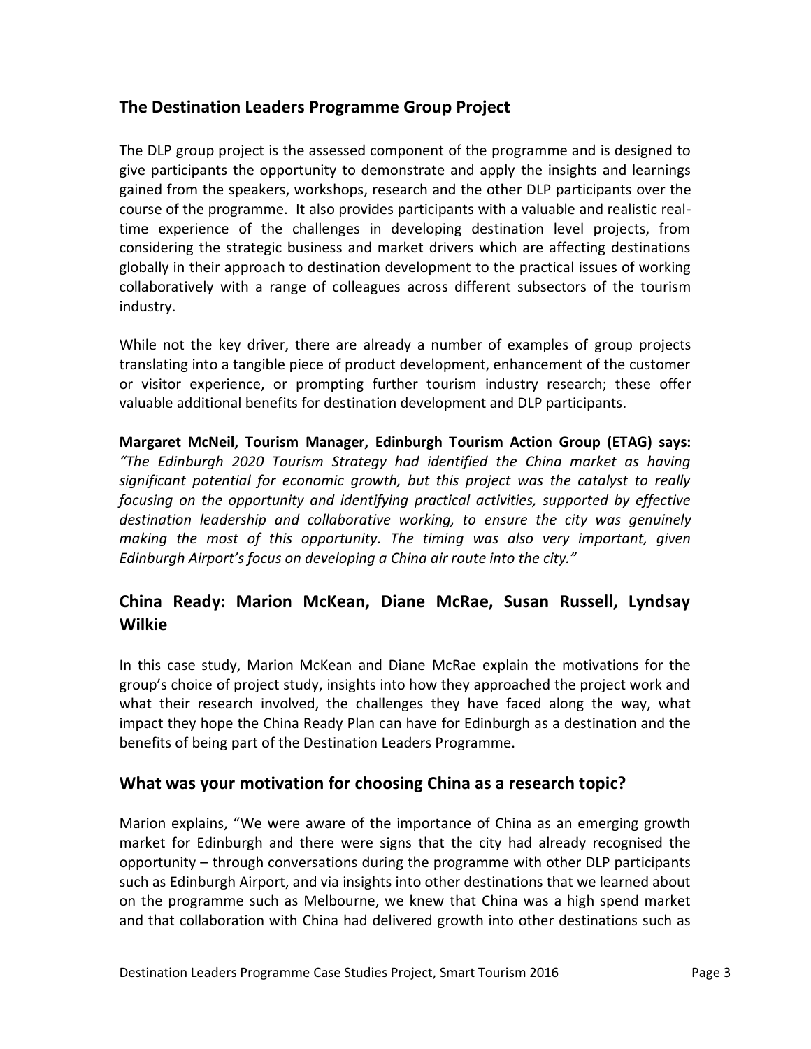## The Destination Leaders Programme Group Project

The DLP group project is the assessed component of the programme and is designed to give participants the opportunity to demonstrate and apply the insights and learnings gained from the speakers, workshops, research and the other DLP participants over the course of the programme. It also provides participants with a valuable and realistic real-time experience of the challenges in developing destination level projects, from considering the strategic business and market drivers which are affecting destinations globally in their approach to destination development to the practical issues of working collaboratively with a range of colleagues across different subsectors of the tourism industry.

While not the key driver, there are already a number of examples of group projects translating into a tangible piece of product development, enhancement of the customer or visitor experience, or prompting further tourism industry research; these offer valuable additional benefits for destination development and DLP participants.

**Margaret McNeil, Tourism Manager, Edinburgh Tourism Action Group (ETAG) says:** *"The Edinburgh 2020 Tourism Strategy had identified the China market as having significant potential for economic growth, but this project was the catalyst to really focusing on the opportunity and identifying practical activities, supported by effective destination leadership and collaborative working, to ensure the city was genuinely making the most of this opportunity. The timing was also very important, given Edinburgh Airport's focus on developing a China air route into the city."*

## China Ready: Marion McKean, Diane McRae, Susan Russell, Lyndsay Wilkie

In this case study, Marion McKean and Diane McRae explain the motivations for the group's choice of project study, insights into how they approached the project work and what their research involved, the challenges they have faced along the way, what impact they hope the China Ready Plan can have for Edinburgh as a destination and the benefits of being part of the Destination Leaders Programme.

## What was your motivation for choosing China as a research topic?

Marion explains, "We were aware of the importance of China as an emerging growth market for Edinburgh and there were signs that the city had already recognised the opportunity – through conversations during the programme with other DLP participants such as Edinburgh Airport, and via insights into other destinations that we learned about on the programme such as Melbourne, we knew that China was a high spend market and that collaboration with China had delivered growth into other destinations such as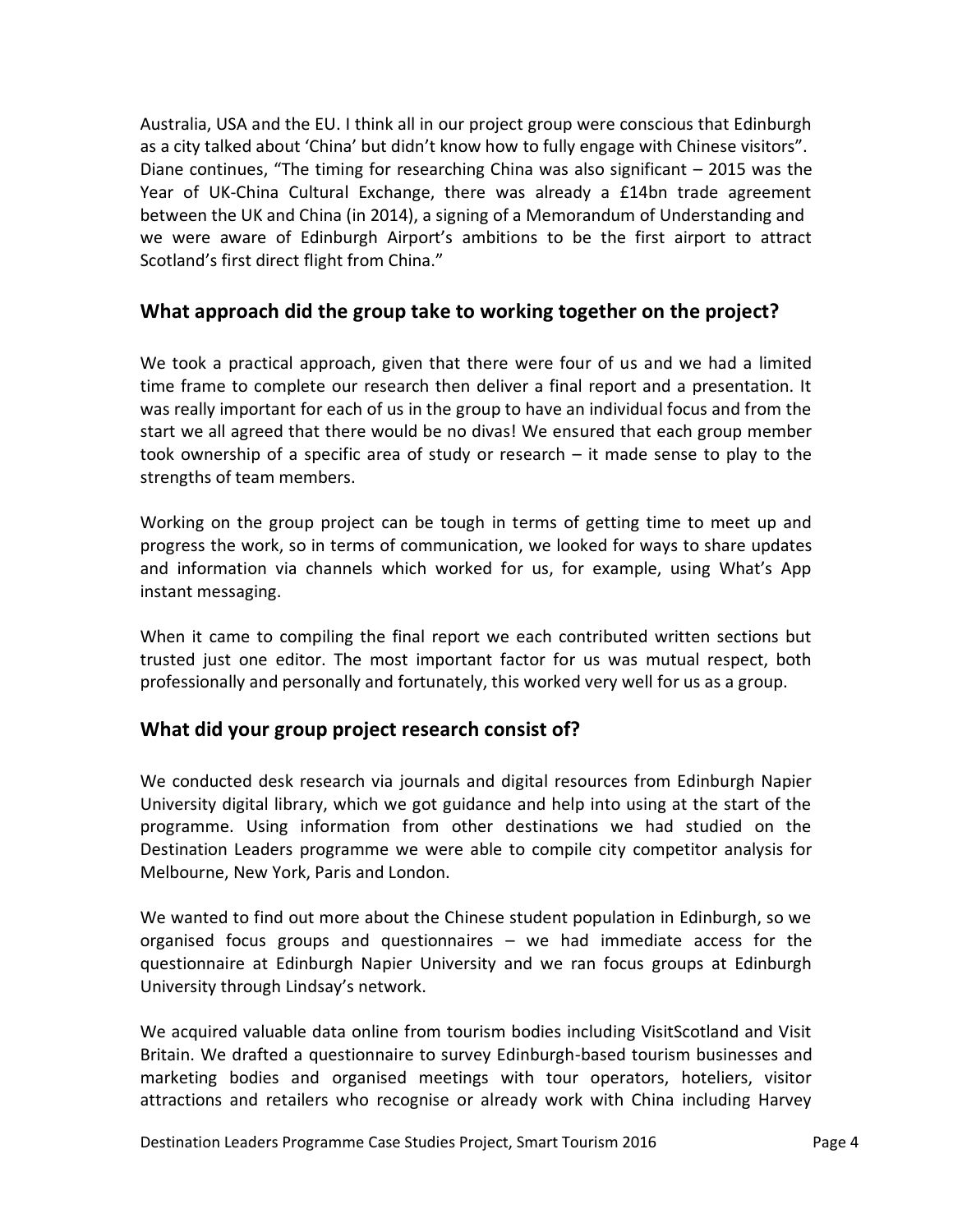Australia, USA and the EU. I think all in our project group were conscious that Edinburgh as a city talked about 'China' but didn't know how to fully engage with Chinese visitors". Diane continues, "The timing for researching China was also significant – 2015 was the Year of UK-China Cultural Exchange, there was already a £14bn trade agreement between the UK and China (in 2014), a signing of a Memorandum of Understanding and we were aware of Edinburgh Airport's ambitions to be the first airport to attract Scotland's first direct flight from China."

## What approach did the group take to working together on the project?

We took a practical approach, given that there were four of us and we had a limited time frame to complete our research then deliver a final report and a presentation. It was really important for each of us in the group to have an individual focus and from the start we all agreed that there would be no divas! We ensured that each group member took ownership of a specific area of study or research – it made sense to play to the strengths of team members.

Working on the group project can be tough in terms of getting time to meet up and progress the work, so in terms of communication, we looked for ways to share updates and information via channels which worked for us, for example, using What's App instant messaging.

When it came to compiling the final report we each contributed written sections but trusted just one editor. The most important factor for us was mutual respect, both professionally and personally and fortunately, this worked very well for us as a group.

## What did your group project research consist of?

We conducted desk research via journals and digital resources from Edinburgh Napier University digital library, which we got guidance and help into using at the start of the programme. Using information from other destinations we had studied on the Destination Leaders programme we were able to compile city competitor analysis for Melbourne, New York, Paris and London.

We wanted to find out more about the Chinese student population in Edinburgh, so we organised focus groups and questionnaires – we had immediate access for the questionnaire at Edinburgh Napier University and we ran focus groups at Edinburgh University through Lindsay's network.

We acquired valuable data online from tourism bodies including VisitScotland and Visit Britain. We drafted a questionnaire to survey Edinburgh-based tourism businesses and marketing bodies and organised meetings with tour operators, hoteliers, visitor attractions and retailers who recognise or already work with China including Harvey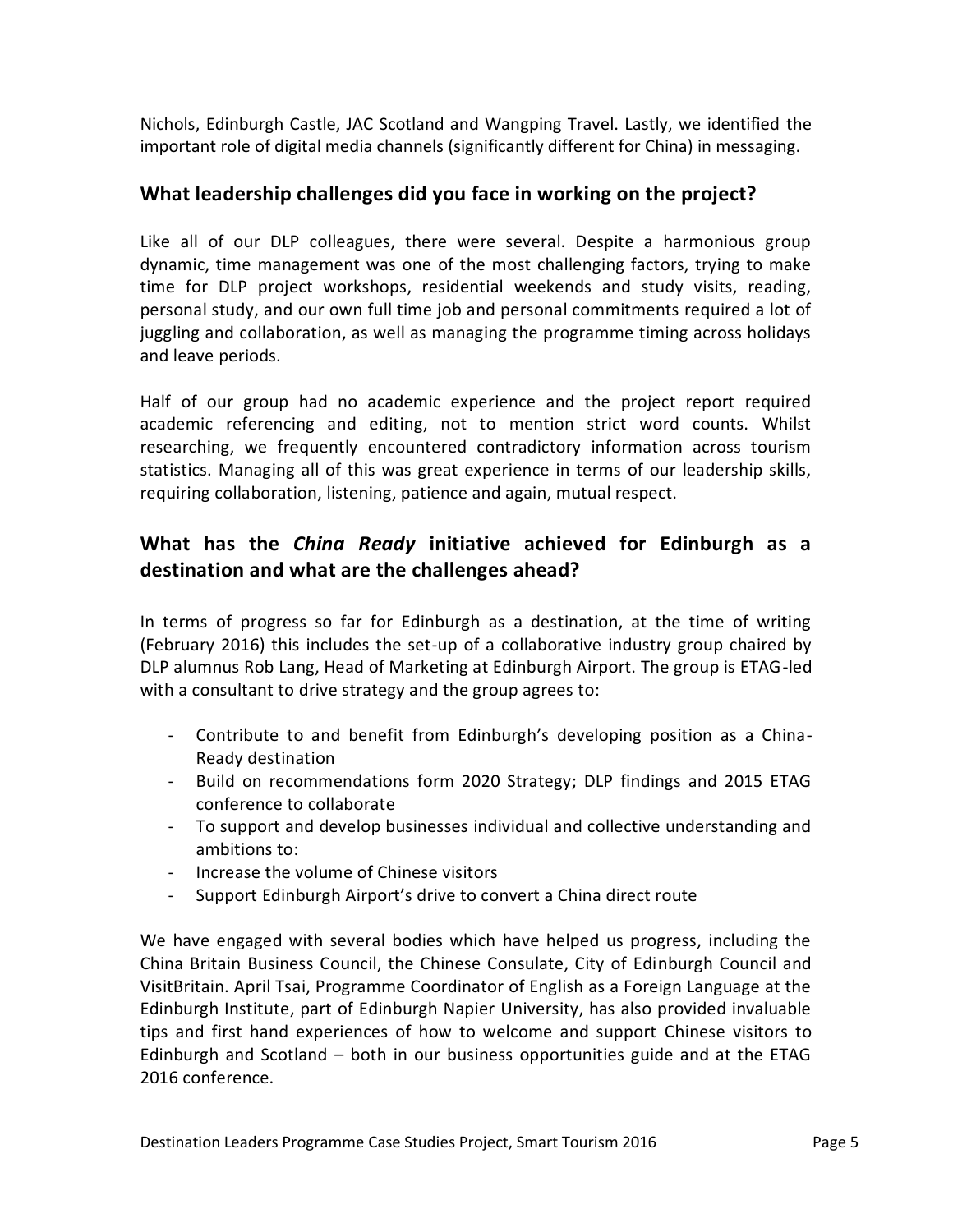Nichols, Edinburgh Castle, JAC Scotland and Wangping Travel. Lastly, we identified the important role of digital media channels (significantly different for China) in messaging.

## What leadership challenges did you face in working on the project?

Like all of our DLP colleagues, there were several. Despite a harmonious group dynamic, time management was one of the most challenging factors, trying to make time for DLP project workshops, residential weekends and study visits, reading, personal study, and our own full time job and personal commitments required a lot of juggling and collaboration, as well as managing the programme timing across holidays and leave periods.

Half of our group had no academic experience and the project report required academic referencing and editing, not to mention strict word counts. Whilst researching, we frequently encountered contradictory information across tourism statistics. Managing all of this was great experience in terms of our leadership skills, requiring collaboration, listening, patience and again, mutual respect.

## What has the *China Ready* initiative achieved for Edinburgh as a destination and what are the challenges ahead?

In terms of progress so far for Edinburgh as a destination, at the time of writing (February 2016) this includes the set-up of a collaborative industry group chaired by DLP alumnus Rob Lang, Head of Marketing at Edinburgh Airport. The group is ETAG-led with a consultant to drive strategy and the group agrees to:

- Contribute to and benefit from Edinburgh's developing position as a China-Ready destination
- Build on recommendations form 2020 Strategy; DLP findings and 2015 ETAG conference to collaborate
- To support and develop businesses individual and collective understanding and ambitions to:
- Increase the volume of Chinese visitors
- Support Edinburgh Airport's drive to convert a China direct route

We have engaged with several bodies which have helped us progress, including the China Britain Business Council, the Chinese Consulate, City of Edinburgh Council and VisitBritain. April Tsai, Programme Coordinator of English as a Foreign Language at the Edinburgh Institute, part of Edinburgh Napier University, has also provided invaluable tips and first hand experiences of how to welcome and support Chinese visitors to Edinburgh and Scotland – both in our business opportunities guide and at the ETAG 2016 conference.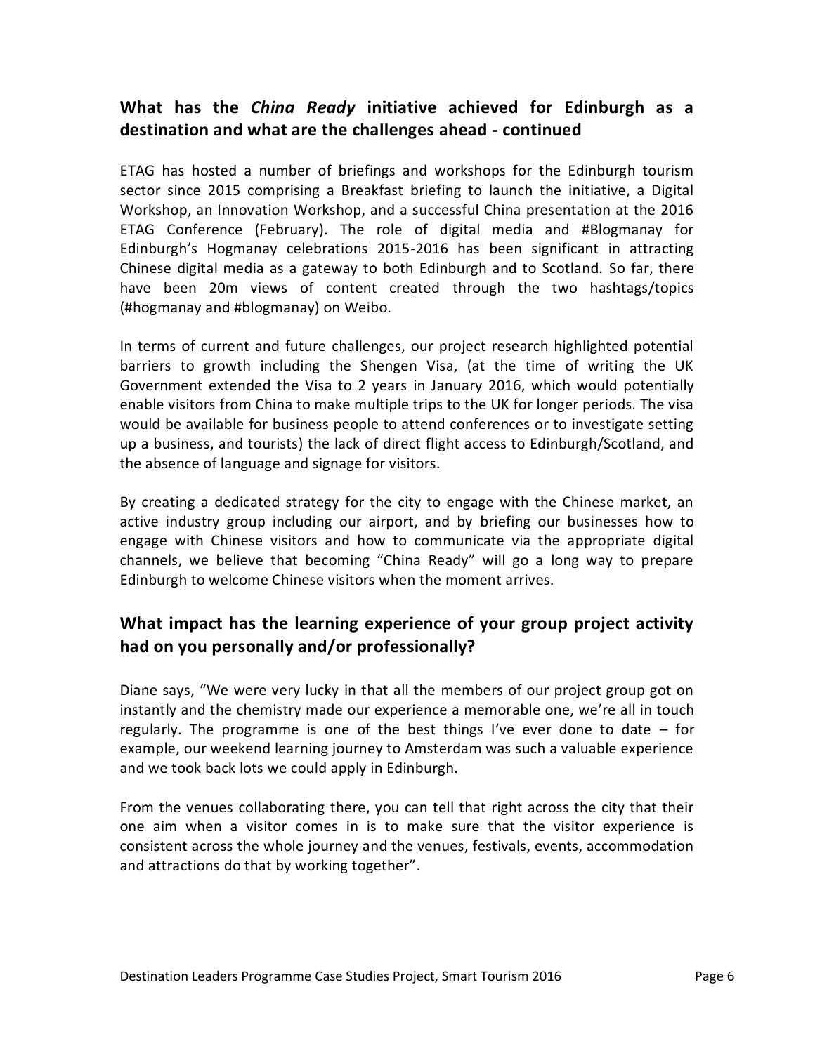## What has the *China Ready* initiative achieved for Edinburgh as a destination and what are the challenges ahead - continued

ETAG has hosted a number of briefings and workshops for the Edinburgh tourism sector since 2015 comprising a Breakfast briefing to launch the initiative, a Digital Workshop, an Innovation Workshop, and a successful China presentation at the 2016 ETAG Conference (February). The role of digital media and #Blogmanay for Edinburgh's Hogmanay celebrations 2015-2016 has been significant in attracting Chinese digital media as a gateway to both Edinburgh and to Scotland. So far, there have been 20m views of content created through the two hashtags/topics (#hogmanay and #blogmanay) on Weibo.

In terms of current and future challenges, our project research highlighted potential barriers to growth including the Shengen Visa, (at the time of writing the UK Government extended the Visa to 2 years in January 2016, which would potentially enable visitors from China to make multiple trips to the UK for longer periods. The visa would be available for business people to attend conferences or to investigate setting up a business, and tourists) the lack of direct flight access to Edinburgh/Scotland, and the absence of language and signage for visitors.

By creating a dedicated strategy for the city to engage with the Chinese market, an active industry group including our airport, and by briefing our businesses how to engage with Chinese visitors and how to communicate via the appropriate digital channels, we believe that becoming "China Ready" will go a long way to prepare Edinburgh to welcome Chinese visitors when the moment arrives.

## What impact has the learning experience of your group project activity had on you personally and/or professionally?

Diane says, "We were very lucky in that all the members of our project group got on instantly and the chemistry made our experience a memorable one, we're all in touch regularly. The programme is one of the best things I've ever done to date – for example, our weekend learning journey to Amsterdam was such a valuable experience and we took back lots we could apply in Edinburgh.

From the venues collaborating there, you can tell that right across the city that their one aim when a visitor comes in is to make sure that the visitor experience is consistent across the whole journey and the venues, festivals, events, accommodation and attractions do that by working together".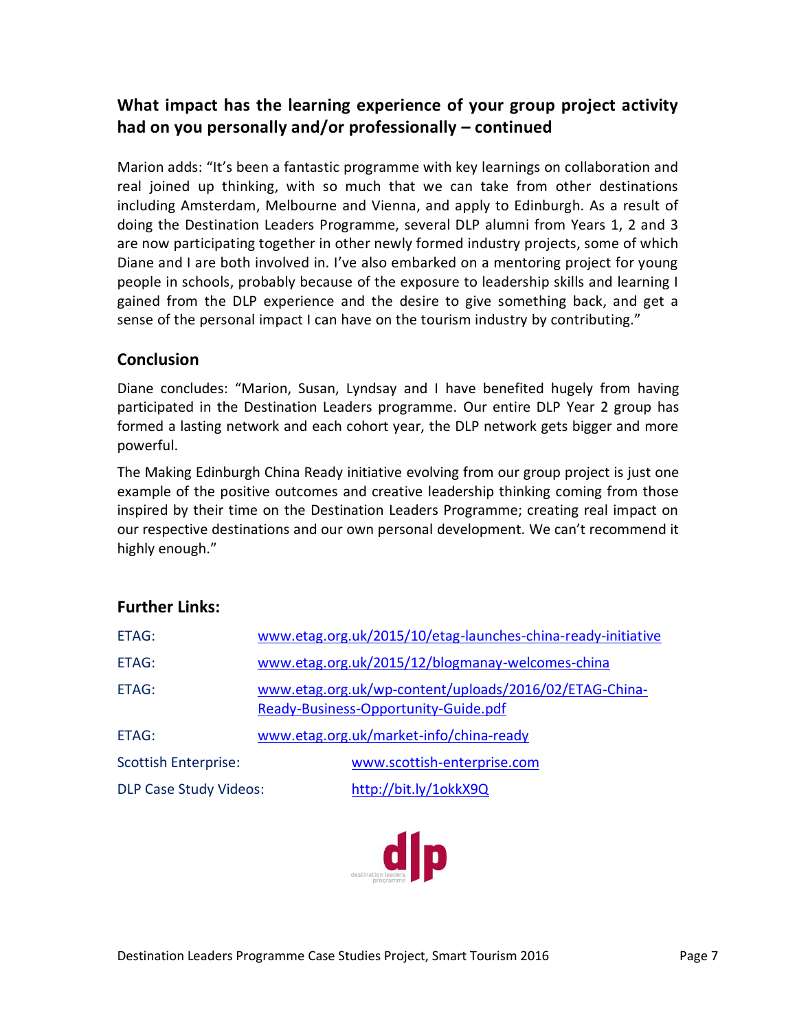## What impact has the learning experience of your group project activity had on you personally and/or professionally – continued

Marion adds: "It's been a fantastic programme with key learnings on collaboration and real joined up thinking, with so much that we can take from other destinations including Amsterdam, Melbourne and Vienna, and apply to Edinburgh. As a result of doing the Destination Leaders Programme, several DLP alumni from Years 1, 2 and 3 are now participating together in other newly formed industry projects, some of which Diane and I are both involved in. I've also embarked on a mentoring project for young people in schools, probably because of the exposure to leadership skills and learning I gained from the DLP experience and the desire to give something back, and get a sense of the personal impact I can have on the tourism industry by contributing."

## Conclusion

Diane concludes: "Marion, Susan, Lyndsay and I have benefited hugely from having participated in the Destination Leaders programme. Our entire DLP Year 2 group has formed a lasting network and each cohort year, the DLP network gets bigger and more powerful.

The Making Edinburgh China Ready initiative evolving from our group project is just one example of the positive outcomes and creative leadership thinking coming from those inspired by their time on the Destination Leaders Programme; creating real impact on our respective destinations and our own personal development. We can't recommend it highly enough."

## Further Links:

| | |
|---|---|
| ETAG: | www.etag.org.uk/2015/10/etag-launches-china-ready-initiative |
| ETAG: | www.etag.org.uk/2015/12/blogmanay-welcomes-china |
| ETAG: | www.etag.org.uk/wp-content/uploads/2016/02/ETAG-China-Ready-Business-Opportunity-Guide.pdf |
| ETAG: | www.etag.org.uk/market-info/china-ready |
| Scottish Enterprise: | www.scottish-enterprise.com |
| DLP Case Study Videos: | http://bit.ly/1okkX9Q |

dlp
destination leaders programme